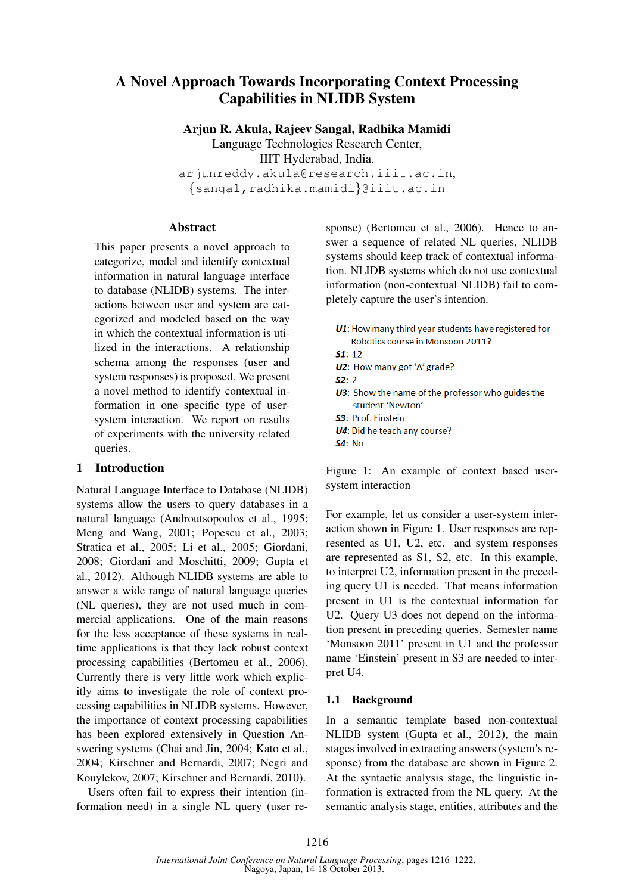# A Novel Approach Towards Incorporating Context Processing Capabilities in NLIDB System

**Arjun R. Akula, Rajeev Sangal, Radhika Mamidi**
Language Technologies Research Center,
IIIT Hyderabad, India.
arjunreddy.akula@research.iiit.ac.in,
{sangal,radhika.mamidi}@iiit.ac.in

## Abstract

This paper presents a novel approach to categorize, model and identify contextual information in natural language interface to database (NLIDB) systems. The interactions between user and system are categorized and modeled based on the way in which the contextual information is utilized in the interactions. A relationship schema among the responses (user and system responses) is proposed. We present a novel method to identify contextual information in one specific type of user-system interaction. We report on results of experiments with the university related queries.

## 1 Introduction

Natural Language Interface to Database (NLIDB) systems allow the users to query databases in a natural language (Androutsopoulos et al., 1995; Meng and Wang, 2001; Popescu et al., 2003; Stratica et al., 2005; Li et al., 2005; Giordani, 2008; Giordani and Moschitti, 2009; Gupta et al., 2012). Although NLIDB systems are able to answer a wide range of natural language queries (NL queries), they are not used much in commercial applications. One of the main reasons for the less acceptance of these systems in real-time applications is that they lack robust context processing capabilities (Bertomeu et al., 2006). Currently there is very little work which explicitly aims to investigate the role of context processing capabilities in NLIDB systems. However, the importance of context processing capabilities has been explored extensively in Question Answering systems (Chai and Jin, 2004; Kato et al., 2004; Kirschner and Bernardi, 2007; Negri and Kouylekov, 2007; Kirschner and Bernardi, 2010).

Users often fail to express their intention (information need) in a single NL query (user response) (Bertomeu et al., 2006). Hence to answer a sequence of related NL queries, NLIDB systems should keep track of contextual information. NLIDB systems which do not use contextual information (non-contextual NLIDB) fail to completely capture the user's intention.

***U1***: How many third year students have registered for Robotics course in Monsoon 2011?
***S1***: 12
***U2***: How many got 'A' grade?
***S2***: 2
***U3***: Show the name of the professor who guides the student 'Newton'
***S3***: Prof. Einstein
***U4***: Did he teach any course?
***S4***: No

Figure 1: An example of context based user-system interaction

For example, let us consider a user-system interaction shown in Figure 1. User responses are represented as U1, U2, etc. and system responses are represented as S1, S2, etc. In this example, to interpret U2, information present in the preceding query U1 is needed. That means information present in U1 is the contextual information for U2. Query U3 does not depend on the information present in preceding queries. Semester name 'Monsoon 2011' present in U1 and the professor name 'Einstein' present in S3 are needed to interpret U4.

### 1.1 Background

In a semantic template based non-contextual NLIDB system (Gupta et al., 2012), the main stages involved in extracting answers (system's response) from the database are shown in Figure 2. At the syntactic analysis stage, the linguistic information is extracted from the NL query. At the semantic analysis stage, entities, attributes and the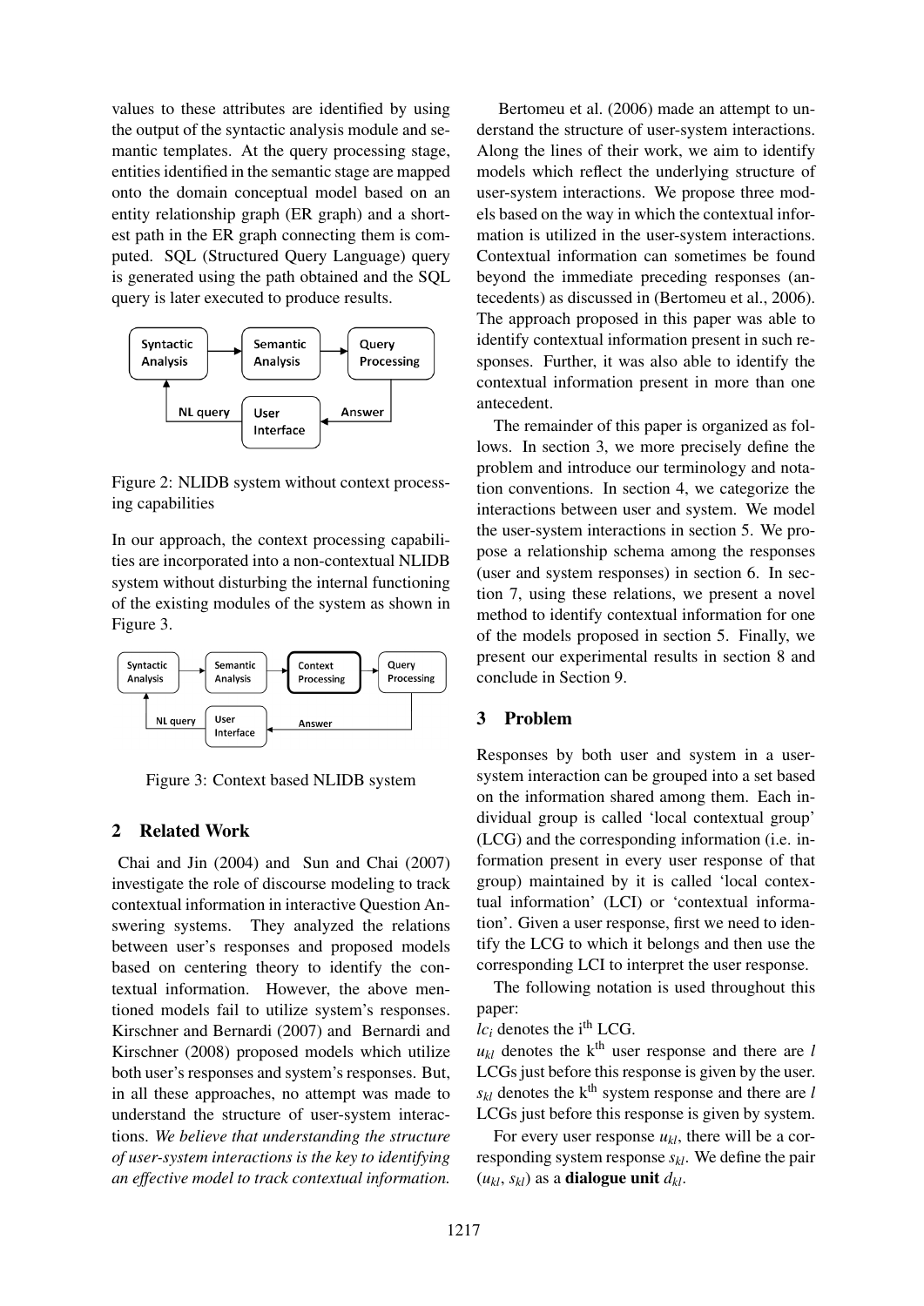values to these attributes are identified by using the output of the syntactic analysis module and semantic templates. At the query processing stage, entities identified in the semantic stage are mapped onto the domain conceptual model based on an entity relationship graph (ER graph) and a shortest path in the ER graph connecting them is computed. SQL (Structured Query Language) query is generated using the path obtained and the SQL query is later executed to produce results.

Figure 2: NLIDB system without context processing capabilities

In our approach, the context processing capabilities are incorporated into a non-contextual NLIDB system without disturbing the internal functioning of the existing modules of the system as shown in Figure 3.

Figure 3: Context based NLIDB system

## 2 Related Work

Chai and Jin (2004) and Sun and Chai (2007) investigate the role of discourse modeling to track contextual information in interactive Question Answering systems. They analyzed the relations between user's responses and proposed models based on centering theory to identify the contextual information. However, the above mentioned models fail to utilize system's responses. Kirschner and Bernardi (2007) and Bernardi and Kirschner (2008) proposed models which utilize both user's responses and system's responses. But, in all these approaches, no attempt was made to understand the structure of user-system interactions. *We believe that understanding the structure of user-system interactions is the key to identifying an effective model to track contextual information.*

Bertomeu et al. (2006) made an attempt to understand the structure of user-system interactions. Along the lines of their work, we aim to identify models which reflect the underlying structure of user-system interactions. We propose three models based on the way in which the contextual information is utilized in the user-system interactions. Contextual information can sometimes be found beyond the immediate preceding responses (antecedents) as discussed in (Bertomeu et al., 2006). The approach proposed in this paper was able to identify contextual information present in such responses. Further, it was also able to identify the contextual information present in more than one antecedent.

The remainder of this paper is organized as follows. In section 3, we more precisely define the problem and introduce our terminology and notation conventions. In section 4, we categorize the interactions between user and system. We model the user-system interactions in section 5. We propose a relationship schema among the responses (user and system responses) in section 6. In section 7, using these relations, we present a novel method to identify contextual information for one of the models proposed in section 5. Finally, we present our experimental results in section 8 and conclude in Section 9.

## 3 Problem

Responses by both user and system in a user-system interaction can be grouped into a set based on the information shared among them. Each individual group is called 'local contextual group' (LCG) and the corresponding information (i.e. information present in every user response of that group) maintained by it is called 'local contextual information' (LCI) or 'contextual information'. Given a user response, first we need to identify the LCG to which it belongs and then use the corresponding LCI to interpret the user response.

The following notation is used throughout this paper:

$lc_i$ denotes the $i^{th}$ LCG.

$u_{kl}$ denotes the $k^{th}$ user response and there are $l$ LCGs just before this response is given by the user.

$s_{kl}$ denotes the $k^{th}$ system response and there are $l$ LCGs just before this response is given by system.

For every user response $u_{kl}$, there will be a corresponding system response $s_{kl}$. We define the pair ($u_{kl}$, $s_{kl}$) as a **dialogue unit** $d_{kl}$.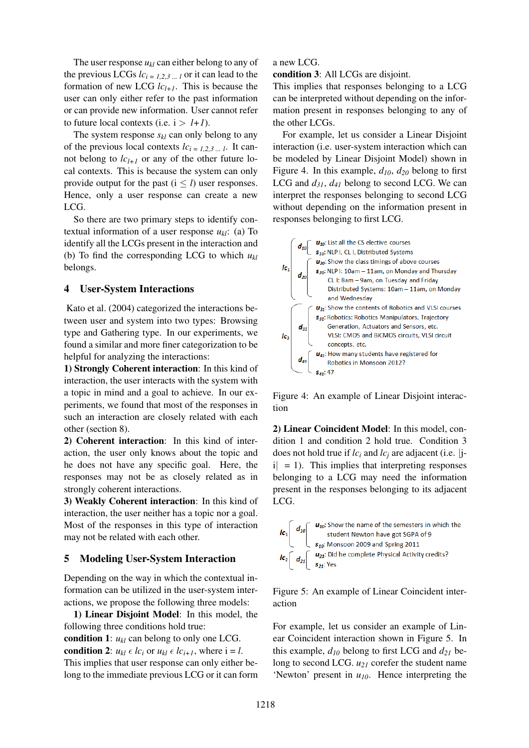The user response $u_{kl}$ can either belong to any of the previous LCGs $lc_{i=1,2,3...l}$ or it can lead to the formation of new LCG $lc_{l+1}$. This is because the user can only either refer to the past information or can provide new information. User cannot refer to future local contexts (i.e. i > $l+1$).

The system response $s_{kl}$ can only belong to any of the previous local contexts $lc_{i=1,2,3...l}$. It cannot belong to $lc_{l+1}$ or any of the other future local contexts. This is because the system can only provide output for the past (i ≤ $l$) user responses. Hence, only a user response can create a new LCG.

So there are two primary steps to identify contextual information of a user response $u_{kl}$: (a) To identify all the LCGs present in the interaction and (b) To find the corresponding LCG to which $u_{kl}$ belongs.

## 4 User-System Interactions

Kato et al. (2004) categorized the interactions between user and system into two types: Browsing type and Gathering type. In our experiments, we found a similar and more finer categorization to be helpful for analyzing the interactions:

**1) Strongly Coherent interaction**: In this kind of interaction, the user interacts with the system with a topic in mind and a goal to achieve. In our experiments, we found that most of the responses in such an interaction are closely related with each other (section 8).

**2) Coherent interaction**: In this kind of interaction, the user only knows about the topic and he does not have any specific goal. Here, the responses may not be as closely related as in strongly coherent interactions.

**3) Weakly Coherent interaction**: In this kind of interaction, the user neither has a topic nor a goal. Most of the responses in this type of interaction may not be related with each other.

## 5 Modeling User-System Interaction

Depending on the way in which the contextual information can be utilized in the user-system interactions, we propose the following three models:

**1) Linear Disjoint Model**: In this model, the following three conditions hold true:

**condition 1**: $u_{kl}$ can belong to only one LCG.

**condition 2**: $u_{kl} \in lc_i$ or $u_{kl} \in lc_{i+1}$, where i = $l$.

This implies that user response can only either belong to the immediate previous LCG or it can form a new LCG.

**condition 3**: All LCGs are disjoint.

This implies that responses belonging to a LCG can be interpreted without depending on the information present in responses belonging to any of the other LCGs.

For example, let us consider a Linear Disjoint interaction (i.e. user-system interaction which can be modeled by Linear Disjoint Model) shown in Figure 4. In this example, $d_{10}$, $d_{20}$ belong to first LCG and $d_{31}$, $d_{41}$ belong to second LCG. We can interpret the responses belonging to second LCG without depending on the information present in responses belonging to first LCG.

$lc_1$:
- $d_{10}$:
  - $u_{10}$: List all the CS elective courses
  - $s_{10}$: NLP I, CL I, Distributed Systems
- $d_{20}$:
  - $u_{20}$: Show the class timings of above courses
  - $s_{20}$: NLP I: 10am – 11am, on Monday and Thursday
    CL I: 8am – 9am, on Tuesday and Friday
    Distributed Systems: 10am – 11am, on Monday and Wednesday

$lc_2$:
- $d_{31}$:
  - $u_{31}$: Show the contents of Robotics and VLSI courses
  - $s_{31}$: Robotics: Robotics Manipulators, Trajectory Generation, Actuators and Sensors, etc.
    VLSI: CMOS and BiCMOS circuits, VLSI circuit concepts, etc.
- $d_{41}$:
  - $u_{41}$: How many students have registered for Robotics in Monsoon 2012?
  - $s_{41}$: 47

Figure 4: An example of Linear Disjoint interaction

**2) Linear Coincident Model**: In this model, condition 1 and condition 2 hold true. Condition 3 does not hold true if $lc_i$ and $lc_j$ are adjacent (i.e. |j-i| = 1). This implies that interpreting responses belonging to a LCG may need the information present in the responses belonging to its adjacent LCG.

$lc_1$:
- $d_{10}$:
  - $u_{10}$: Show the name of the semesters in which the student Newton have got SGPA of 9
  - $s_{10}$: Monsoon 2009 and Spring 2011

$lc_2$:
- $d_{21}$:
  - $u_{21}$: Did he complete Physical Activity credits?
  - $s_{21}$: Yes

Figure 5: An example of Linear Coincident interaction

For example, let us consider an example of Linear Coincident interaction shown in Figure 5. In this example, $d_{10}$ belong to first LCG and $d_{21}$ belong to second LCG. $u_{21}$ corefer the student name 'Newton' present in $u_{10}$. Hence interpreting the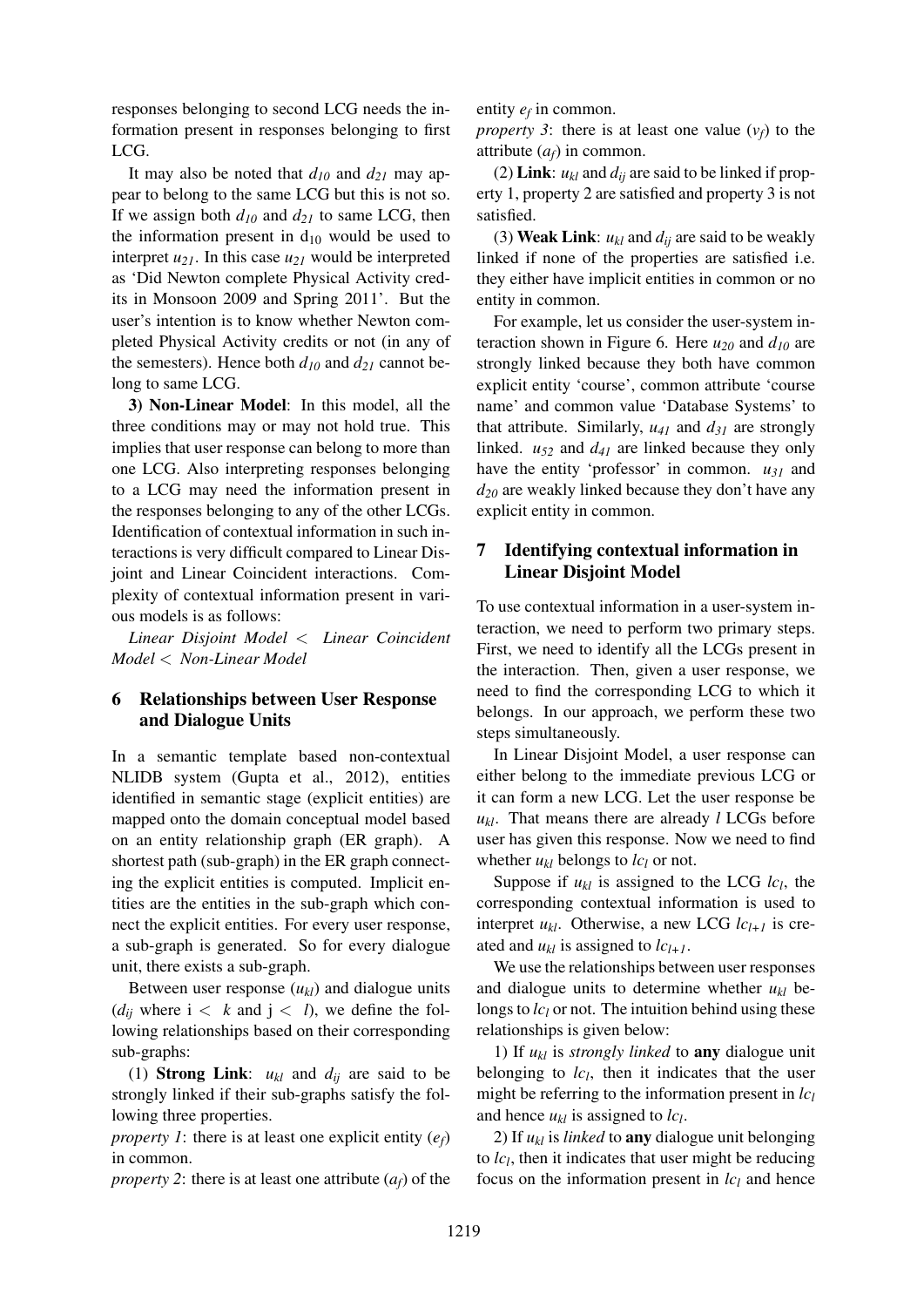responses belonging to second LCG needs the information present in responses belonging to first LCG.

It may also be noted that $d_{10}$ and $d_{21}$ may appear to belong to the same LCG but this is not so. If we assign both $d_{10}$ and $d_{21}$ to same LCG, then the information present in $d_{10}$ would be used to interpret $u_{21}$. In this case $u_{21}$ would be interpreted as 'Did Newton complete Physical Activity credits in Monsoon 2009 and Spring 2011'. But the user's intention is to know whether Newton completed Physical Activity credits or not (in any of the semesters). Hence both $d_{10}$ and $d_{21}$ cannot belong to same LCG.

**3) Non-Linear Model**: In this model, all the three conditions may or may not hold true. This implies that user response can belong to more than one LCG. Also interpreting responses belonging to a LCG may need the information present in the responses belonging to any of the other LCGs. Identification of contextual information in such interactions is very difficult compared to Linear Disjoint and Linear Coincident interactions. Complexity of contextual information present in various models is as follows:

*Linear Disjoint Model* $<$ *Linear Coincident Model* $<$ *Non-Linear Model*

## 6 Relationships between User Response and Dialogue Units

In a semantic template based non-contextual NLIDB system (Gupta et al., 2012), entities identified in semantic stage (explicit entities) are mapped onto the domain conceptual model based on an entity relationship graph (ER graph). A shortest path (sub-graph) in the ER graph connecting the explicit entities is computed. Implicit entities are the entities in the sub-graph which connect the explicit entities. For every user response, a sub-graph is generated. So for every dialogue unit, there exists a sub-graph.

Between user response ($u_{kl}$) and dialogue units ($d_{ij}$ where $i < k$ and $j < l$), we define the following relationships based on their corresponding sub-graphs:

(1) **Strong Link**: $u_{kl}$ and $d_{ij}$ are said to be strongly linked if their sub-graphs satisfy the following three properties.

*property 1*: there is at least one explicit entity ($e_f$) in common.

*property 2*: there is at least one attribute ($a_f$) of the entity $e_f$ in common.

*property 3*: there is at least one value ($v_f$) to the attribute ($a_f$) in common.

(2) **Link**: $u_{kl}$ and $d_{ij}$ are said to be linked if property 1, property 2 are satisfied and property 3 is not satisfied.

(3) **Weak Link**: $u_{kl}$ and $d_{ij}$ are said to be weakly linked if none of the properties are satisfied i.e. they either have implicit entities in common or no entity in common.

For example, let us consider the user-system interaction shown in Figure 6. Here $u_{20}$ and $d_{10}$ are strongly linked because they both have common explicit entity 'course', common attribute 'course name' and common value 'Database Systems' to that attribute. Similarly, $u_{41}$ and $d_{31}$ are strongly linked. $u_{52}$ and $d_{41}$ are linked because they only have the entity 'professor' in common. $u_{31}$ and $d_{20}$ are weakly linked because they don't have any explicit entity in common.

## 7 Identifying contextual information in Linear Disjoint Model

To use contextual information in a user-system interaction, we need to perform two primary steps. First, we need to identify all the LCGs present in the interaction. Then, given a user response, we need to find the corresponding LCG to which it belongs. In our approach, we perform these two steps simultaneously.

In Linear Disjoint Model, a user response can either belong to the immediate previous LCG or it can form a new LCG. Let the user response be $u_{kl}$. That means there are already $l$ LCGs before user has given this response. Now we need to find whether $u_{kl}$ belongs to $lc_l$ or not.

Suppose if $u_{kl}$ is assigned to the LCG $lc_l$, the corresponding contextual information is used to interpret $u_{kl}$. Otherwise, a new LCG $lc_{l+1}$ is created and $u_{kl}$ is assigned to $lc_{l+1}$.

We use the relationships between user responses and dialogue units to determine whether $u_{kl}$ belongs to $lc_l$ or not. The intuition behind using these relationships is given below:

1) If $u_{kl}$ is *strongly linked* to **any** dialogue unit belonging to $lc_l$, then it indicates that the user might be referring to the information present in $lc_l$ and hence $u_{kl}$ is assigned to $lc_l$.

2) If $u_{kl}$ is *linked* to **any** dialogue unit belonging to $lc_l$, then it indicates that user might be reducing focus on the information present in $lc_l$ and hence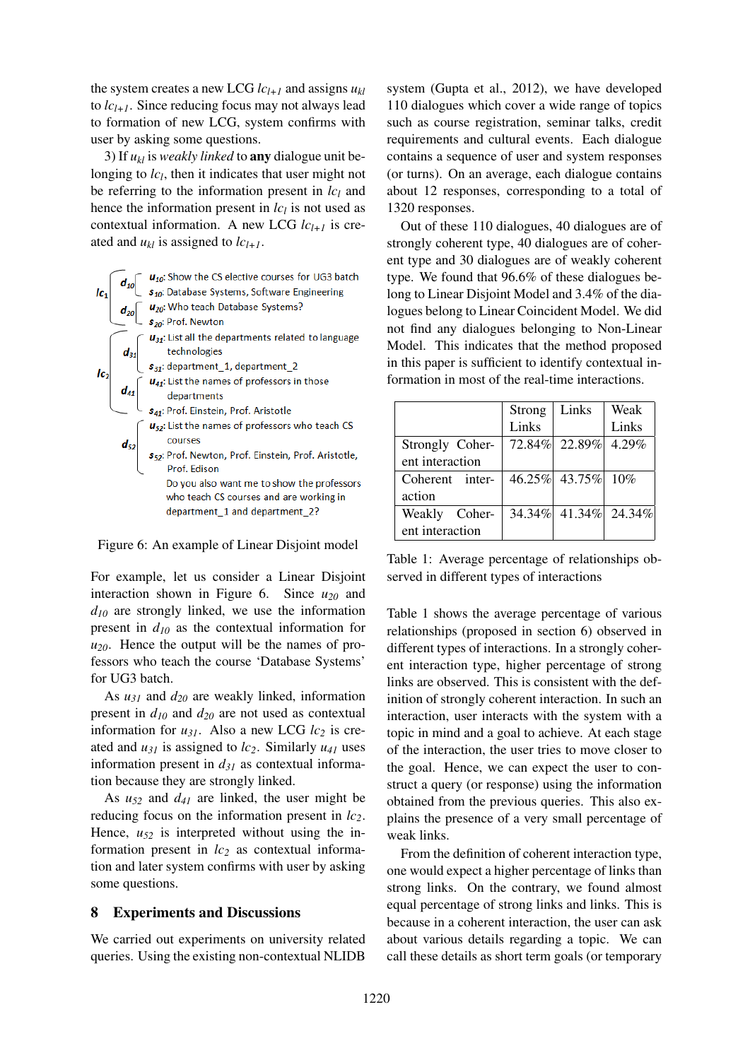the system creates a new LCG $lc_{l+1}$ and assigns $u_{kl}$ to $lc_{l+1}$. Since reducing focus may not always lead to formation of new LCG, system confirms with user by asking some questions.

3) If $u_{kl}$ is *weakly linked* to **any** dialogue unit belonging to $lc_l$, then it indicates that user might not be referring to the information present in $lc_l$ and hence the information present in $lc_l$ is not used as contextual information. A new LCG $lc_{l+1}$ is created and $u_{kl}$ is assigned to $lc_{l+1}$.

$lc_1$
- $d_{10}$
  - $u_{10}$: Show the CS elective courses for UG3 batch
  - $s_{10}$: Database Systems, Software Engineering
- $d_{20}$
  - $u_{20}$: Who teach Database Systems?
  - $s_{20}$: Prof. Newton

$lc_2$
- $d_{31}$
  - $u_{31}$: List all the departments related to language technologies
  - $s_{31}$: department_1, department_2
- $d_{41}$
  - $u_{41}$: List the names of professors in those departments
  - $s_{41}$: Prof. Einstein, Prof. Aristotle

$d_{52}$
- $u_{52}$: List the names of professors who teach CS courses
- $s_{52}$: Prof. Newton, Prof. Einstein, Prof. Aristotle, Prof. Edison
  Do you also want me to show the professors who teach CS courses and are working in department_1 and department_2?

Figure 6: An example of Linear Disjoint model

For example, let us consider a Linear Disjoint interaction shown in Figure 6. Since $u_{20}$ and $d_{10}$ are strongly linked, we use the information present in $d_{10}$ as the contextual information for $u_{20}$. Hence the output will be the names of professors who teach the course 'Database Systems' for UG3 batch.

As $u_{31}$ and $d_{20}$ are weakly linked, information present in $d_{10}$ and $d_{20}$ are not used as contextual information for $u_{31}$. Also a new LCG $lc_2$ is created and $u_{31}$ is assigned to $lc_2$. Similarly $u_{41}$ uses information present in $d_{31}$ as contextual information because they are strongly linked.

As $u_{52}$ and $d_{41}$ are linked, the user might be reducing focus on the information present in $lc_2$. Hence, $u_{52}$ is interpreted without using the information present in $lc_2$ as contextual information and later system confirms with user by asking some questions.

## 8 Experiments and Discussions

We carried out experiments on university related queries. Using the existing non-contextual NLIDB system (Gupta et al., 2012), we have developed 110 dialogues which cover a wide range of topics such as course registration, seminar talks, credit requirements and cultural events. Each dialogue contains a sequence of user and system responses (or turns). On an average, each dialogue contains about 12 responses, corresponding to a total of 1320 responses.

Out of these 110 dialogues, 40 dialogues are of strongly coherent type, 40 dialogues are of coherent type and 30 dialogues are of weakly coherent type. We found that 96.6% of these dialogues belong to Linear Disjoint Model and 3.4% of the dialogues belong to Linear Coincident Model. We did not find any dialogues belonging to Non-Linear Model. This indicates that the method proposed in this paper is sufficient to identify contextual information in most of the real-time interactions.

| | Strong Links | Links | Weak Links |
|---|---|---|---|
| Strongly Coherent interaction | 72.84% | 22.89% | 4.29% |
| Coherent interaction | 46.25% | 43.75% | 10% |
| Weakly Coherent interaction | 34.34% | 41.34% | 24.34% |

Table 1: Average percentage of relationships observed in different types of interactions

Table 1 shows the average percentage of various relationships (proposed in section 6) observed in different types of interactions. In a strongly coherent interaction type, higher percentage of strong links are observed. This is consistent with the definition of strongly coherent interaction. In such an interaction, user interacts with the system with a topic in mind and a goal to achieve. At each stage of the interaction, the user tries to move closer to the goal. Hence, we can expect the user to construct a query (or response) using the information obtained from the previous queries. This also explains the presence of a very small percentage of weak links.

From the definition of coherent interaction type, one would expect a higher percentage of links than strong links. On the contrary, we found almost equal percentage of strong links and links. This is because in a coherent interaction, the user can ask about various details regarding a topic. We can call these details as short term goals (or temporary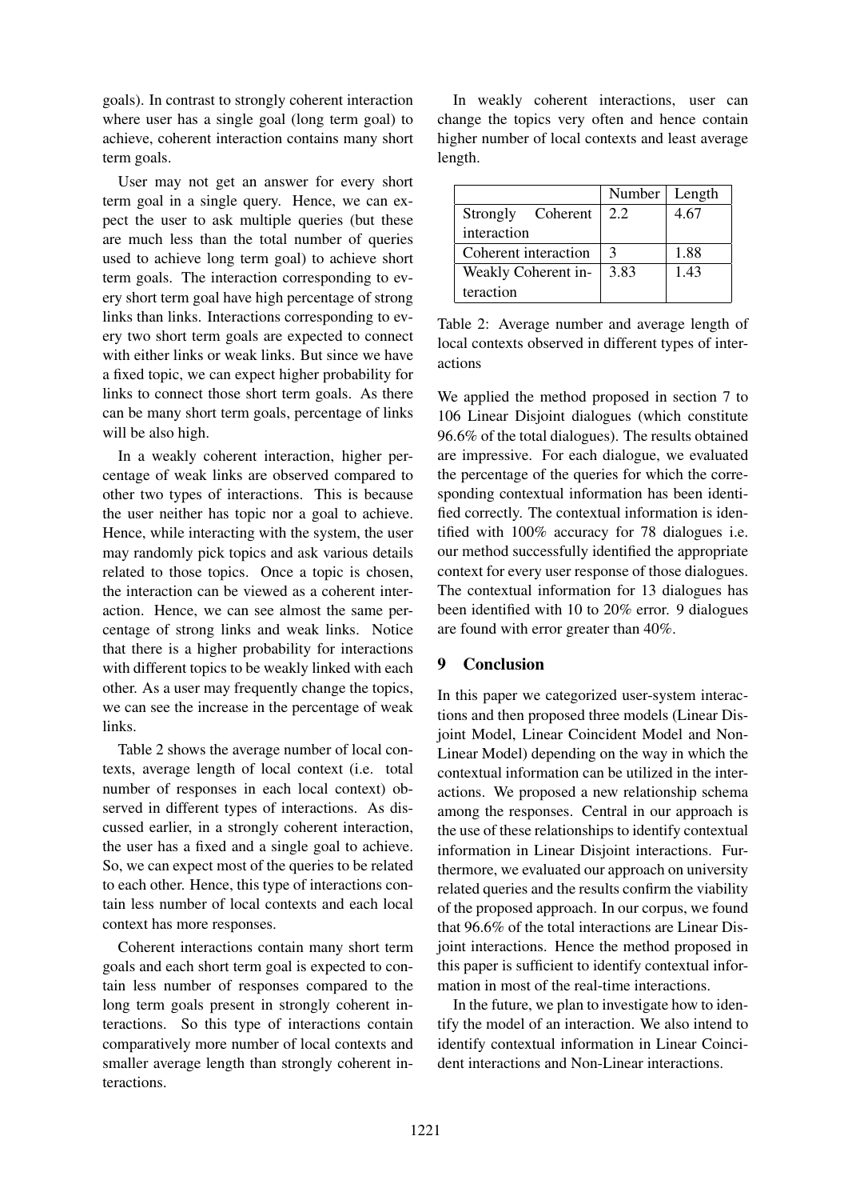goals). In contrast to strongly coherent interaction where user has a single goal (long term goal) to achieve, coherent interaction contains many short term goals.

User may not get an answer for every short term goal in a single query. Hence, we can expect the user to ask multiple queries (but these are much less than the total number of queries used to achieve long term goal) to achieve short term goals. The interaction corresponding to every short term goal have high percentage of strong links than links. Interactions corresponding to every two short term goals are expected to connect with either links or weak links. But since we have a fixed topic, we can expect higher probability for links to connect those short term goals. As there can be many short term goals, percentage of links will be also high.

In a weakly coherent interaction, higher percentage of weak links are observed compared to other two types of interactions. This is because the user neither has topic nor a goal to achieve. Hence, while interacting with the system, the user may randomly pick topics and ask various details related to those topics. Once a topic is chosen, the interaction can be viewed as a coherent interaction. Hence, we can see almost the same percentage of strong links and weak links. Notice that there is a higher probability for interactions with different topics to be weakly linked with each other. As a user may frequently change the topics, we can see the increase in the percentage of weak links.

Table 2 shows the average number of local contexts, average length of local context (i.e. total number of responses in each local context) observed in different types of interactions. As discussed earlier, in a strongly coherent interaction, the user has a fixed and a single goal to achieve. So, we can expect most of the queries to be related to each other. Hence, this type of interactions contain less number of local contexts and each local context has more responses.

Coherent interactions contain many short term goals and each short term goal is expected to contain less number of responses compared to the long term goals present in strongly coherent interactions. So this type of interactions contain comparatively more number of local contexts and smaller average length than strongly coherent interactions.

In weakly coherent interactions, user can change the topics very often and hence contain higher number of local contexts and least average length.

| | Number | Length |
|---|---|---|
| Strongly Coherent interaction | 2.2 | 4.67 |
| Coherent interaction | 3 | 1.88 |
| Weakly Coherent interaction | 3.83 | 1.43 |

Table 2: Average number and average length of local contexts observed in different types of interactions

We applied the method proposed in section 7 to 106 Linear Disjoint dialogues (which constitute 96.6% of the total dialogues). The results obtained are impressive. For each dialogue, we evaluated the percentage of the queries for which the corresponding contextual information has been identified correctly. The contextual information is identified with 100% accuracy for 78 dialogues i.e. our method successfully identified the appropriate context for every user response of those dialogues. The contextual information for 13 dialogues has been identified with 10 to 20% error. 9 dialogues are found with error greater than 40%.

## 9 Conclusion

In this paper we categorized user-system interactions and then proposed three models (Linear Disjoint Model, Linear Coincident Model and Non-Linear Model) depending on the way in which the contextual information can be utilized in the interactions. We proposed a new relationship schema among the responses. Central in our approach is the use of these relationships to identify contextual information in Linear Disjoint interactions. Furthermore, we evaluated our approach on university related queries and the results confirm the viability of the proposed approach. In our corpus, we found that 96.6% of the total interactions are Linear Disjoint interactions. Hence the method proposed in this paper is sufficient to identify contextual information in most of the real-time interactions.

In the future, we plan to investigate how to identify the model of an interaction. We also intend to identify contextual information in Linear Coincident interactions and Non-Linear interactions.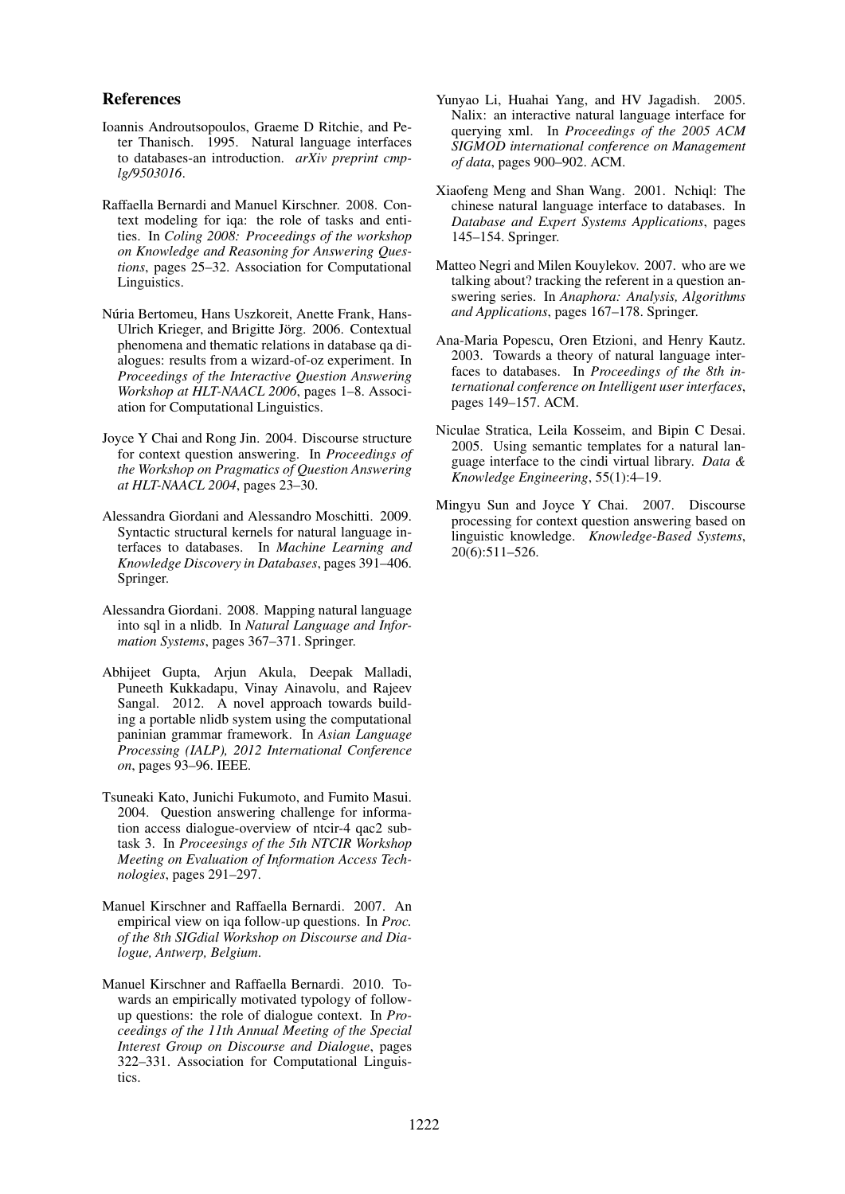## References

Ioannis Androutsopoulos, Graeme D Ritchie, and Peter Thanisch. 1995. Natural language interfaces to databases-an introduction. *arXiv preprint cmp-lg/9503016*.

Raffaella Bernardi and Manuel Kirschner. 2008. Context modeling for iqa: the role of tasks and entities. In *Coling 2008: Proceedings of the workshop on Knowledge and Reasoning for Answering Questions*, pages 25–32. Association for Computational Linguistics.

Núria Bertomeu, Hans Uszkoreit, Anette Frank, Hans-Ulrich Krieger, and Brigitte Jörg. 2006. Contextual phenomena and thematic relations in database qa dialogues: results from a wizard-of-oz experiment. In *Proceedings of the Interactive Question Answering Workshop at HLT-NAACL 2006*, pages 1–8. Association for Computational Linguistics.

Joyce Y Chai and Rong Jin. 2004. Discourse structure for context question answering. In *Proceedings of the Workshop on Pragmatics of Question Answering at HLT-NAACL 2004*, pages 23–30.

Alessandra Giordani and Alessandro Moschitti. 2009. Syntactic structural kernels for natural language interfaces to databases. In *Machine Learning and Knowledge Discovery in Databases*, pages 391–406. Springer.

Alessandra Giordani. 2008. Mapping natural language into sql in a nlidb. In *Natural Language and Information Systems*, pages 367–371. Springer.

Abhijeet Gupta, Arjun Akula, Deepak Malladi, Puneeth Kukkadapu, Vinay Ainavolu, and Rajeev Sangal. 2012. A novel approach towards building a portable nlidb system using the computational paninian grammar framework. In *Asian Language Processing (IALP), 2012 International Conference on*, pages 93–96. IEEE.

Tsuneaki Kato, Junichi Fukumoto, and Fumito Masui. 2004. Question answering challenge for information access dialogue-overview of ntcir-4 qac2 subtask 3. In *Proceesings of the 5th NTCIR Workshop Meeting on Evaluation of Information Access Technologies*, pages 291–297.

Manuel Kirschner and Raffaella Bernardi. 2007. An empirical view on iqa follow-up questions. In *Proc. of the 8th SIGdial Workshop on Discourse and Dialogue, Antwerp, Belgium*.

Manuel Kirschner and Raffaella Bernardi. 2010. Towards an empirically motivated typology of follow-up questions: the role of dialogue context. In *Proceedings of the 11th Annual Meeting of the Special Interest Group on Discourse and Dialogue*, pages 322–331. Association for Computational Linguistics.

Yunyao Li, Huahai Yang, and HV Jagadish. 2005. Nalix: an interactive natural language interface for querying xml. In *Proceedings of the 2005 ACM SIGMOD international conference on Management of data*, pages 900–902. ACM.

Xiaofeng Meng and Shan Wang. 2001. Nchiql: The chinese natural language interface to databases. In *Database and Expert Systems Applications*, pages 145–154. Springer.

Matteo Negri and Milen Kouylekov. 2007. who are we talking about? tracking the referent in a question answering series. In *Anaphora: Analysis, Algorithms and Applications*, pages 167–178. Springer.

Ana-Maria Popescu, Oren Etzioni, and Henry Kautz. 2003. Towards a theory of natural language interfaces to databases. In *Proceedings of the 8th international conference on Intelligent user interfaces*, pages 149–157. ACM.

Niculae Stratica, Leila Kosseim, and Bipin C Desai. 2005. Using semantic templates for a natural language interface to the cindi virtual library. *Data & Knowledge Engineering*, 55(1):4–19.

Mingyu Sun and Joyce Y Chai. 2007. Discourse processing for context question answering based on linguistic knowledge. *Knowledge-Based Systems*, 20(6):511–526.